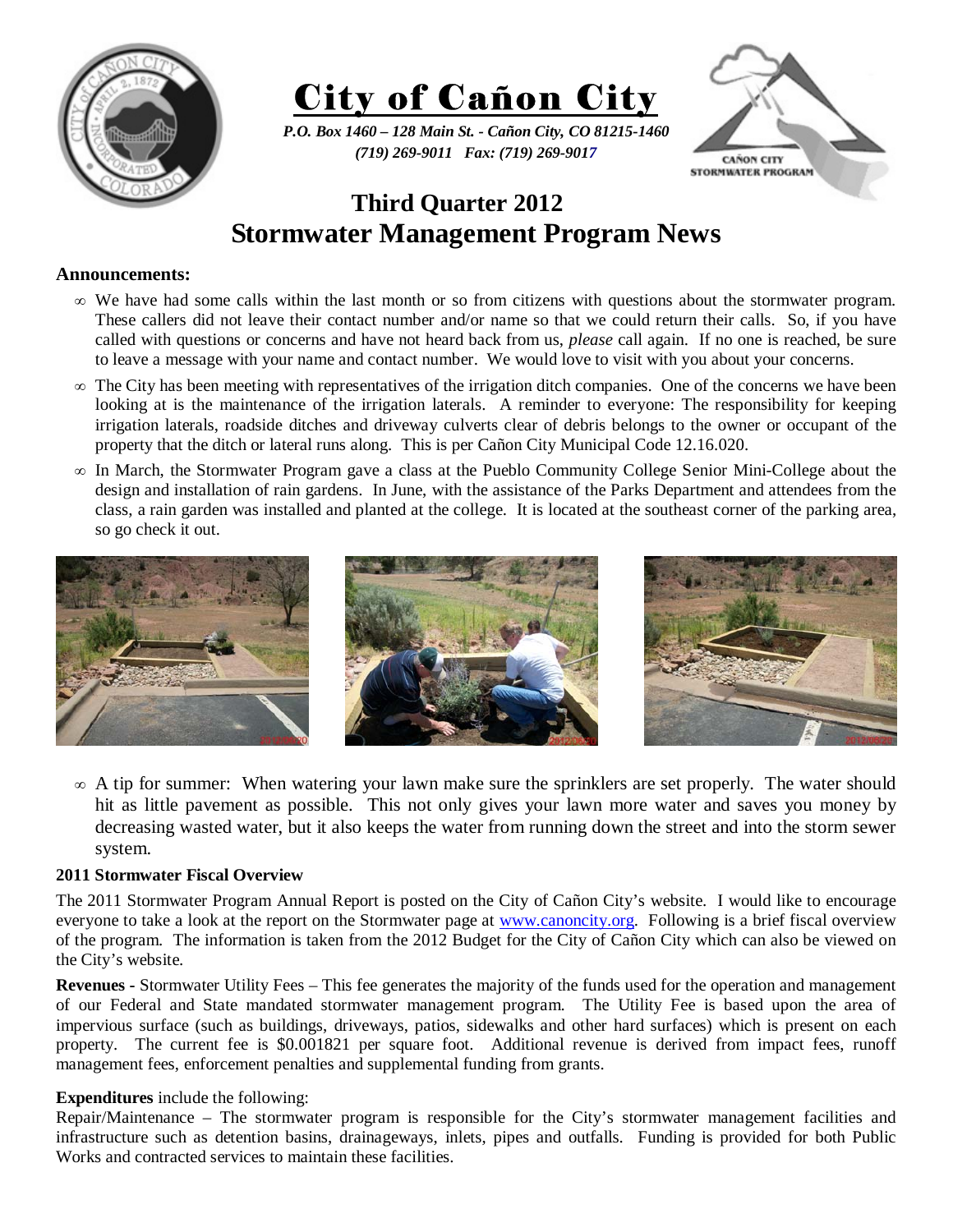# City of Cañon City

*P.O. Box 1460 – 128 Main St. - Cañon City, CO 81215-1460*
*(719) 269-9011 Fax: (719) 269-9017*

## Third Quarter 2012
## Stormwater Management Program News

**Announcements:**

- We have had some calls within the last month or so from citizens with questions about the stormwater program. These callers did not leave their contact number and/or name so that we could return their calls. So, if you have called with questions or concerns and have not heard back from us, *please* call again. If no one is reached, be sure to leave a message with your name and contact number. We would love to visit with you about your concerns.
- The City has been meeting with representatives of the irrigation ditch companies. One of the concerns we have been looking at is the maintenance of the irrigation laterals. A reminder to everyone: The responsibility for keeping irrigation laterals, roadside ditches and driveway culverts clear of debris belongs to the owner or occupant of the property that the ditch or lateral runs along. This is per Cañon City Municipal Code 12.16.020.
- In March, the Stormwater Program gave a class at the Pueblo Community College Senior Mini-College about the design and installation of rain gardens. In June, with the assistance of the Parks Department and attendees from the class, a rain garden was installed and planted at the college. It is located at the southeast corner of the parking area, so go check it out.
- A tip for summer: When watering your lawn make sure the sprinklers are set properly. The water should hit as little pavement as possible. This not only gives your lawn more water and saves you money by decreasing wasted water, but it also keeps the water from running down the street and into the storm sewer system.

**2011 Stormwater Fiscal Overview**

The 2011 Stormwater Program Annual Report is posted on the City of Cañon City's website. I would like to encourage everyone to take a look at the report on the Stormwater page at www.canoncity.org. Following is a brief fiscal overview of the program. The information is taken from the 2012 Budget for the City of Cañon City which can also be viewed on the City's website.

**Revenues** - Stormwater Utility Fees – This fee generates the majority of the funds used for the operation and management of our Federal and State mandated stormwater management program. The Utility Fee is based upon the area of impervious surface (such as buildings, driveways, patios, sidewalks and other hard surfaces) which is present on each property. The current fee is $0.001821 per square foot. Additional revenue is derived from impact fees, runoff management fees, enforcement penalties and supplemental funding from grants.

**Expenditures** include the following:

Repair/Maintenance – The stormwater program is responsible for the City's stormwater management facilities and infrastructure such as detention basins, drainageways, inlets, pipes and outfalls. Funding is provided for both Public Works and contracted services to maintain these facilities.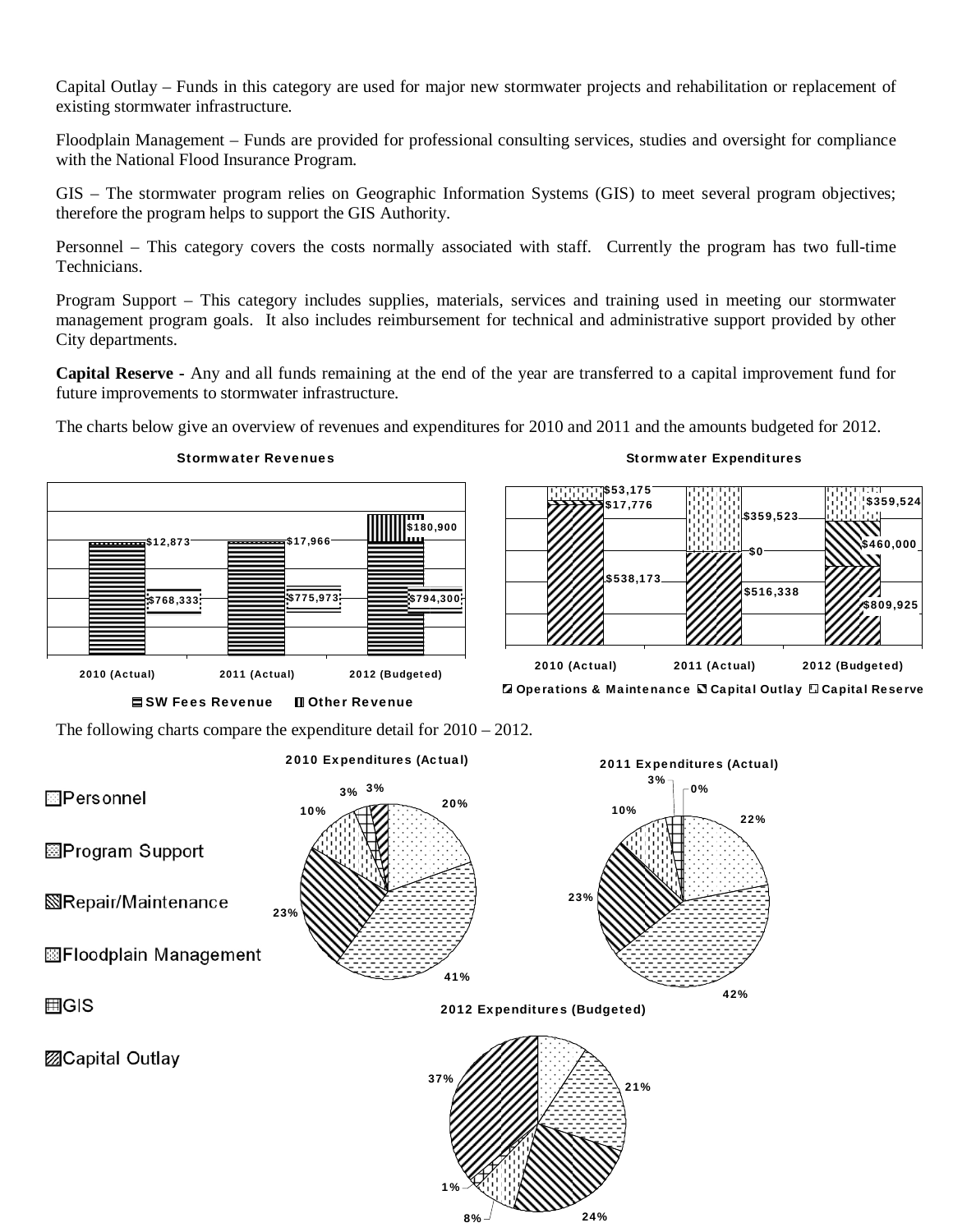Capital Outlay – Funds in this category are used for major new stormwater projects and rehabilitation or replacement of existing stormwater infrastructure.

Floodplain Management – Funds are provided for professional consulting services, studies and oversight for compliance with the National Flood Insurance Program.

GIS – The stormwater program relies on Geographic Information Systems (GIS) to meet several program objectives; therefore the program helps to support the GIS Authority.

Personnel – This category covers the costs normally associated with staff. Currently the program has two full-time Technicians.

Program Support – This category includes supplies, materials, services and training used in meeting our stormwater management program goals. It also includes reimbursement for technical and administrative support provided by other City departments.

**Capital Reserve -** Any and all funds remaining at the end of the year are transferred to a capital improvement fund for future improvements to stormwater infrastructure.

The charts below give an overview of revenues and expenditures for 2010 and 2011 and the amounts budgeted for 2012.

**Stormwater Revenues**

$12,873
$768,333
$17,966
$775,973
$180,900
$794,300

2010 (Actual) 2011 (Actual) 2012 (Budgeted)

SW Fees Revenue Other Revenue

**Stormwater Expenditures**

$53,175
$17,776
$538,173
$359,523
$0
$516,338
$359,524
$460,000
$809,925

2010 (Actual) 2011 (Actual) 2012 (Budgeted)

Operations & Maintenance Capital Outlay Capital Reserve

The following charts compare the expenditure detail for 2010 – 2012.

Personnel

Program Support

Repair/Maintenance

Floodplain Management

GIS

Capital Outlay

**2010 Expenditures (Actual)**

3% 3% 20% 10% 23% 41%

**2011 Expenditures (Actual)**

3% 0% 10% 22% 23% 42%

**2012 Expenditures (Budgeted)**

37% 21% 1% 8% 24%